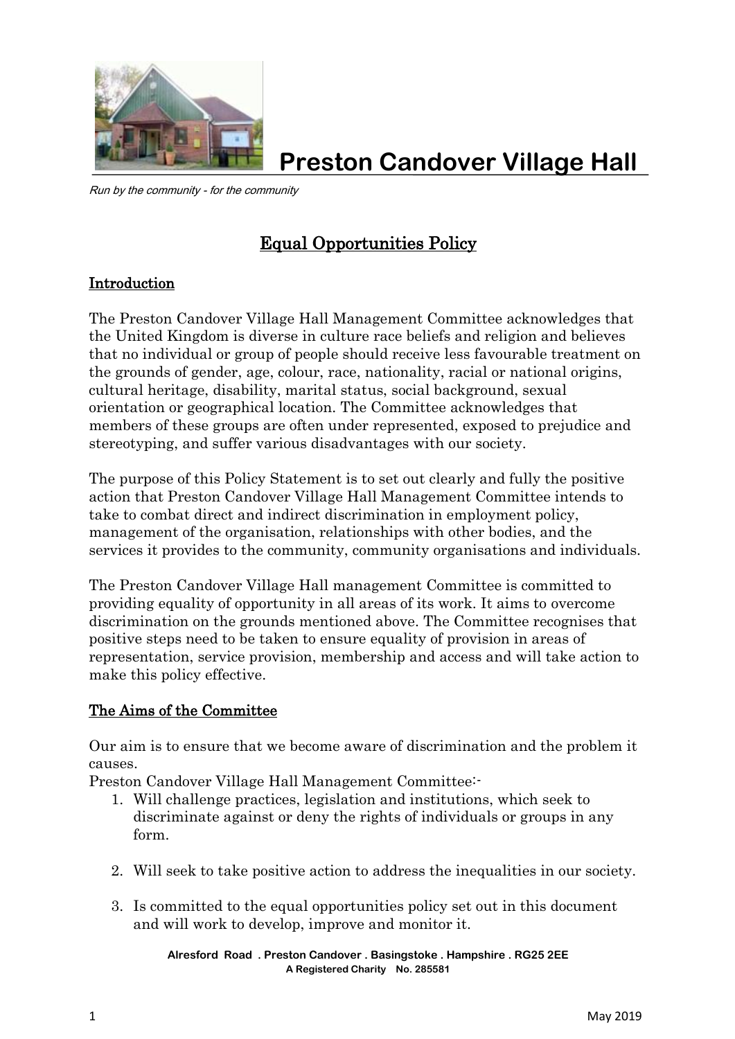# Preston Candover Village Hall

*Run by the community - for the community*

## Equal Opportunities Policy

### Introduction

The Preston Candover Village Hall Management Committee acknowledges that the United Kingdom is diverse in culture race beliefs and religion and believes that no individual or group of people should receive less favourable treatment on the grounds of gender, age, colour, race, nationality, racial or national origins, cultural heritage, disability, marital status, social background, sexual orientation or geographical location. The Committee acknowledges that members of these groups are often under represented, exposed to prejudice and stereotyping, and suffer various disadvantages with our society.

The purpose of this Policy Statement is to set out clearly and fully the positive action that Preston Candover Village Hall Management Committee intends to take to combat direct and indirect discrimination in employment policy, management of the organisation, relationships with other bodies, and the services it provides to the community, community organisations and individuals.

The Preston Candover Village Hall management Committee is committed to providing equality of opportunity in all areas of its work. It aims to overcome discrimination on the grounds mentioned above. The Committee recognises that positive steps need to be taken to ensure equality of provision in areas of representation, service provision, membership and access and will take action to make this policy effective.

### The Aims of the Committee

Our aim is to ensure that we become aware of discrimination and the problem it causes.

Preston Candover Village Hall Management Committee:-

1. Will challenge practices, legislation and institutions, which seek to discriminate against or deny the rights of individuals or groups in any form.

2. Will seek to take positive action to address the inequalities in our society.

3. Is committed to the equal opportunities policy set out in this document and will work to develop, improve and monitor it.

**Alresford Road . Preston Candover . Basingstoke . Hampshire . RG25 2EE**
**A Registered Charity No. 285581**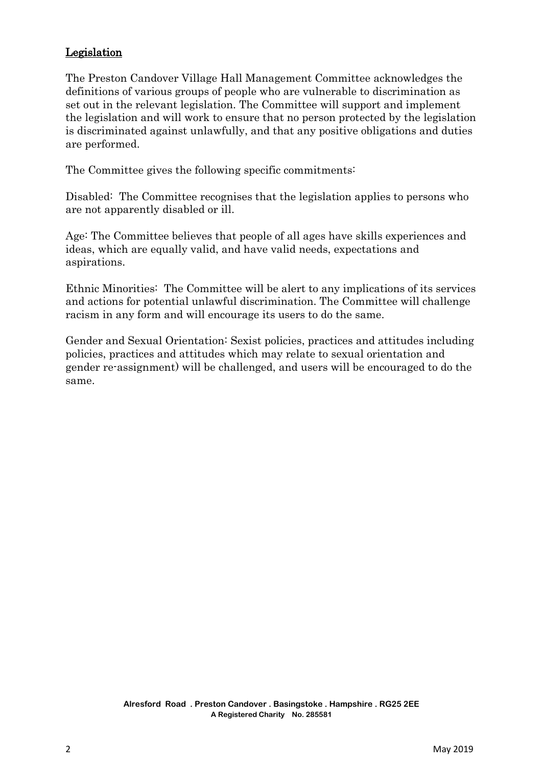## Legislation

The Preston Candover Village Hall Management Committee acknowledges the definitions of various groups of people who are vulnerable to discrimination as set out in the relevant legislation. The Committee will support and implement the legislation and will work to ensure that no person protected by the legislation is discriminated against unlawfully, and that any positive obligations and duties are performed.

The Committee gives the following specific commitments:

Disabled: The Committee recognises that the legislation applies to persons who are not apparently disabled or ill.

Age: The Committee believes that people of all ages have skills experiences and ideas, which are equally valid, and have valid needs, expectations and aspirations.

Ethnic Minorities: The Committee will be alert to any implications of its services and actions for potential unlawful discrimination. The Committee will challenge racism in any form and will encourage its users to do the same.

Gender and Sexual Orientation: Sexist policies, practices and attitudes including policies, practices and attitudes which may relate to sexual orientation and gender re-assignment) will be challenged, and users will be encouraged to do the same.

**Alresford Road . Preston Candover . Basingstoke . Hampshire . RG25 2EE**
**A Registered Charity No. 285581**

May 2019